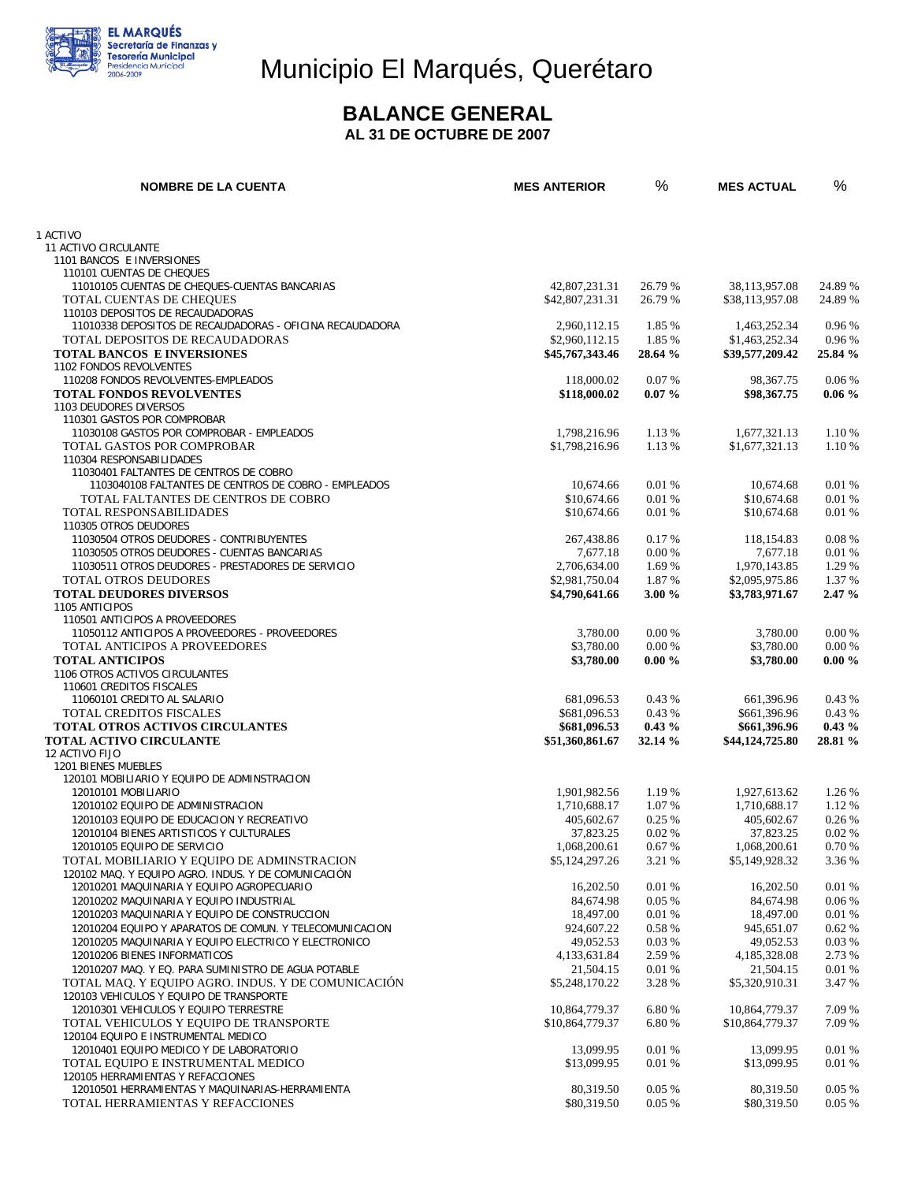# Municipio El Marqués, Querétaro

## BALANCE GENERAL

### AL 31 DE OCTUBRE DE 2007

| NOMBRE DE LA CUENTA | MES ANTERIOR | % | MES ACTUAL | % |
|---|---|---|---|---|
| 1 ACTIVO | | | | |
| 11 ACTIVO CIRCULANTE | | | | |
| 1101 BANCOS E INVERSIONES | | | | |
| 110101 CUENTAS DE CHEQUES | | | | |
| 11010105 CUENTAS DE CHEQUES-CUENTAS BANCARIAS | 42,807,231.31 | 26.79 % | 38,113,957.08 | 24.89 % |
| TOTAL CUENTAS DE CHEQUES | $42,807,231.31 | 26.79 % | $38,113,957.08 | 24.89 % |
| 110103 DEPOSITOS DE RECAUDADORAS | | | | |
| 11010338 DEPOSITOS DE RECAUDADORAS - OFICINA RECAUDADORA | 2,960,112.15 | 1.85 % | 1,463,252.34 | 0.96 % |
| TOTAL DEPOSITOS DE RECAUDADORAS | $2,960,112.15 | 1.85 % | $1,463,252.34 | 0.96 % |
| **TOTAL BANCOS E INVERSIONES** | **$45,767,343.46** | **28.64 %** | **$39,577,209.42** | **25.84 %** |
| 1102 FONDOS REVOLVENTES | | | | |
| 110208 FONDOS REVOLVENTES-EMPLEADOS | 118,000.02 | 0.07 % | 98,367.75 | 0.06 % |
| **TOTAL FONDOS REVOLVENTES** | **$118,000.02** | **0.07 %** | **$98,367.75** | **0.06 %** |
| 1103 DEUDORES DIVERSOS | | | | |
| 110301 GASTOS POR COMPROBAR | | | | |
| 11030108 GASTOS POR COMPROBAR - EMPLEADOS | 1,798,216.96 | 1.13 % | 1,677,321.13 | 1.10 % |
| TOTAL GASTOS POR COMPROBAR | $1,798,216.96 | 1.13 % | $1,677,321.13 | 1.10 % |
| 110304 RESPONSABILIDADES | | | | |
| 11030401 FALTANTES DE CENTROS DE COBRO | | | | |
| 1103040108 FALTANTES DE CENTROS DE COBRO - EMPLEADOS | 10,674.66 | 0.01 % | 10,674.68 | 0.01 % |
| TOTAL FALTANTES DE CENTROS DE COBRO | $10,674.66 | 0.01 % | $10,674.68 | 0.01 % |
| TOTAL RESPONSABILIDADES | $10,674.66 | 0.01 % | $10,674.68 | 0.01 % |
| 110305 OTROS DEUDORES | | | | |
| 11030504 OTROS DEUDORES - CONTRIBUYENTES | 267,438.86 | 0.17 % | 118,154.83 | 0.08 % |
| 11030505 OTROS DEUDORES - CUENTAS BANCARIAS | 7,677.18 | 0.00 % | 7,677.18 | 0.01 % |
| 11030511 OTROS DEUDORES - PRESTADORES DE SERVICIO | 2,706,634.00 | 1.69 % | 1,970,143.85 | 1.29 % |
| TOTAL OTROS DEUDORES | $2,981,750.04 | 1.87 % | $2,095,975.86 | 1.37 % |
| **TOTAL DEUDORES DIVERSOS** | **$4,790,641.66** | **3.00 %** | **$3,783,971.67** | **2.47 %** |
| 1105 ANTICIPOS | | | | |
| 110501 ANTICIPOS A PROVEEDORES | | | | |
| 11050112 ANTICIPOS A PROVEEDORES - PROVEEDORES | 3,780.00 | 0.00 % | 3,780.00 | 0.00 % |
| TOTAL ANTICIPOS A PROVEEDORES | $3,780.00 | 0.00 % | $3,780.00 | 0.00 % |
| **TOTAL ANTICIPOS** | **$3,780.00** | **0.00 %** | **$3,780.00** | **0.00 %** |
| 1106 OTROS ACTIVOS CIRCULANTES | | | | |
| 110601 CREDITOS FISCALES | | | | |
| 11060101 CREDITO AL SALARIO | 681,096.53 | 0.43 % | 661,396.96 | 0.43 % |
| TOTAL CREDITOS FISCALES | $681,096.53 | 0.43 % | $661,396.96 | 0.43 % |
| **TOTAL OTROS ACTIVOS CIRCULANTES** | **$681,096.53** | **0.43 %** | **$661,396.96** | **0.43 %** |
| **TOTAL ACTIVO CIRCULANTE** | **$51,360,861.67** | **32.14 %** | **$44,124,725.80** | **28.81 %** |
| 12 ACTIVO FIJO | | | | |
| 1201 BIENES MUEBLES | | | | |
| 120101 MOBILIARIO Y EQUIPO DE ADMINSTRACION | | | | |
| 12010101 MOBILIARIO | 1,901,982.56 | 1.19 % | 1,927,613.62 | 1.26 % |
| 12010102 EQUIPO DE ADMINISTRACION | 1,710,688.17 | 1.07 % | 1,710,688.17 | 1.12 % |
| 12010103 EQUIPO DE EDUCACION Y RECREATIVO | 405,602.67 | 0.25 % | 405,602.67 | 0.26 % |
| 12010104 BIENES ARTISTICOS Y CULTURALES | 37,823.25 | 0.02 % | 37,823.25 | 0.02 % |
| 12010105 EQUIPO DE SERVICIO | 1,068,200.61 | 0.67 % | 1,068,200.61 | 0.70 % |
| TOTAL MOBILIARIO Y EQUIPO DE ADMINSTRACION | $5,124,297.26 | 3.21 % | $5,149,928.32 | 3.36 % |
| 120102 MAQ. Y EQUIPO AGRO. INDUS. Y DE COMUNICACIÓN | | | | |
| 12010201 MAQUINARIA Y EQUIPO AGROPECUARIO | 16,202.50 | 0.01 % | 16,202.50 | 0.01 % |
| 12010202 MAQUINARIA Y EQUIPO INDUSTRIAL | 84,674.98 | 0.05 % | 84,674.98 | 0.06 % |
| 12010203 MAQUINARIA Y EQUIPO DE CONSTRUCCION | 18,497.00 | 0.01 % | 18,497.00 | 0.01 % |
| 12010204 EQUIPO Y APARATOS DE COMUN. Y TELECOMUNICACION | 924,607.22 | 0.58 % | 945,651.07 | 0.62 % |
| 12010205 MAQUINARIA Y EQUIPO ELECTRICO Y ELECTRONICO | 49,052.53 | 0.03 % | 49,052.53 | 0.03 % |
| 12010206 BIENES INFORMATICOS | 4,133,631.84 | 2.59 % | 4,185,328.08 | 2.73 % |
| 12010207 MAQ. Y EQ. PARA SUMINISTRO DE AGUA POTABLE | 21,504.15 | 0.01 % | 21,504.15 | 0.01 % |
| TOTAL MAQ. Y EQUIPO AGRO. INDUS. Y DE COMUNICACIÓN | $5,248,170.22 | 3.28 % | $5,320,910.31 | 3.47 % |
| 120103 VEHICULOS Y EQUIPO DE TRANSPORTE | | | | |
| 12010301 VEHICULOS Y EQUIPO TERRESTRE | 10,864,779.37 | 6.80 % | 10,864,779.37 | 7.09 % |
| TOTAL VEHICULOS Y EQUIPO DE TRANSPORTE | $10,864,779.37 | 6.80 % | $10,864,779.37 | 7.09 % |
| 120104 EQUIPO E INSTRUMENTAL MEDICO | | | | |
| 12010401 EQUIPO MEDICO Y DE LABORATORIO | 13,099.95 | 0.01 % | 13,099.95 | 0.01 % |
| TOTAL EQUIPO E INSTRUMENTAL MEDICO | $13,099.95 | 0.01 % | $13,099.95 | 0.01 % |
| 120105 HERRAMIENTAS Y REFACCIONES | | | | |
| 12010501 HERRAMIENTAS Y MAQUINARIAS-HERRAMIENTA | 80,319.50 | 0.05 % | 80,319.50 | 0.05 % |
| TOTAL HERRAMIENTAS Y REFACCIONES | $80,319.50 | 0.05 % | $80,319.50 | 0.05 % |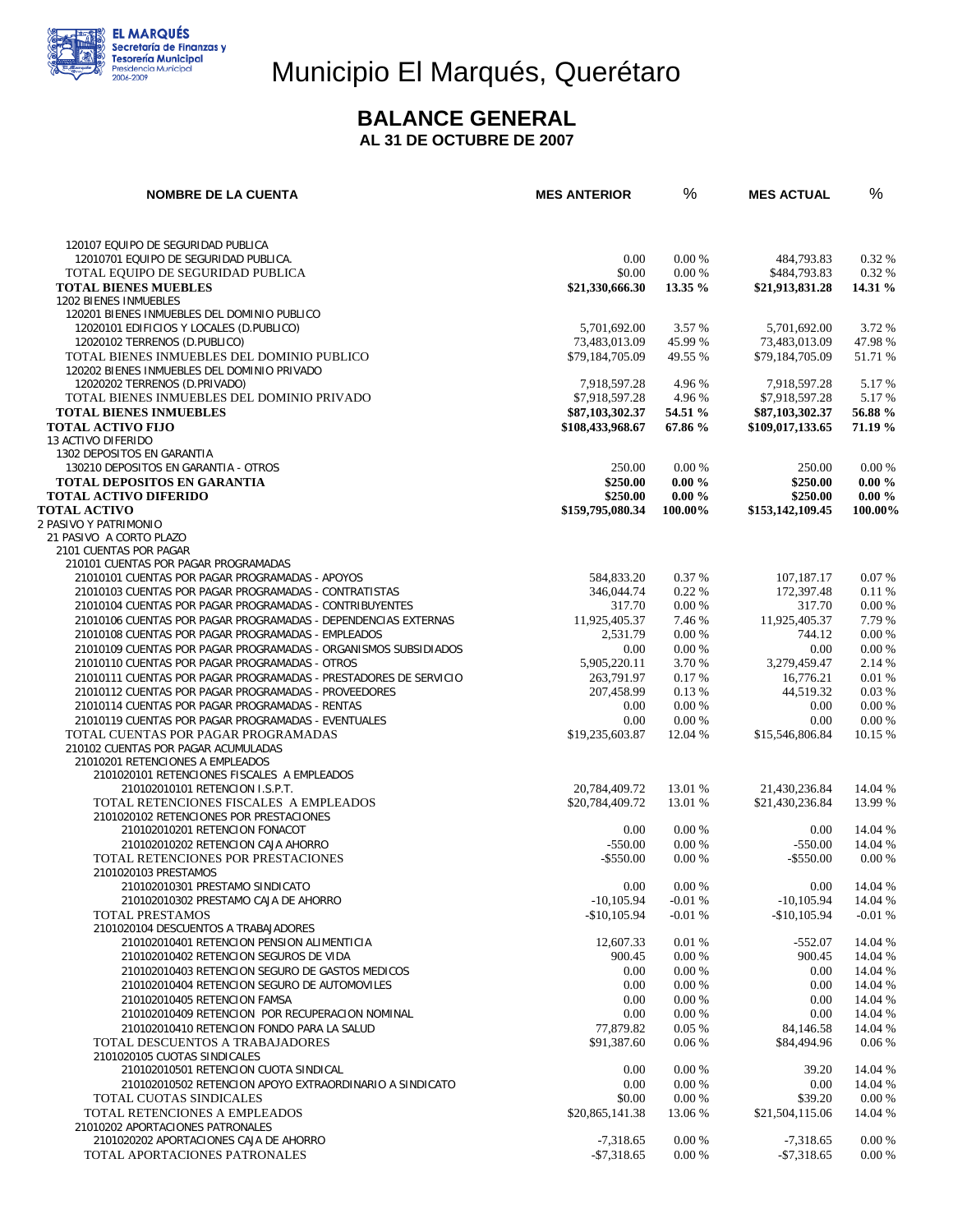# Municipio El Marqués, Querétaro

## BALANCE GENERAL

### AL 31 DE OCTUBRE DE 2007

| NOMBRE DE LA CUENTA | MES ANTERIOR | % | MES ACTUAL | % |
|---|---|---|---|---|
| 120107 EQUIPO DE SEGURIDAD PUBLICA | | | | |
| 12010701 EQUIPO DE SEGURIDAD PUBLICA. | 0.00 | 0.00 % | 484,793.83 | 0.32 % |
| TOTAL EQUIPO DE SEGURIDAD PUBLICA | $0.00 | 0.00 % | $484,793.83 | 0.32 % |
| **TOTAL BIENES MUEBLES** | **$21,330,666.30** | **13.35 %** | **$21,913,831.28** | **14.31 %** |
| 1202 BIENES INMUEBLES | | | | |
| 120201 BIENES INMUEBLES DEL DOMINIO PUBLICO | | | | |
| 12020101 EDIFICIOS Y LOCALES (D.PUBLICO) | 5,701,692.00 | 3.57 % | 5,701,692.00 | 3.72 % |
| 12020102 TERRENOS (D.PUBLICO) | 73,483,013.09 | 45.99 % | 73,483,013.09 | 47.98 % |
| TOTAL BIENES INMUEBLES DEL DOMINIO PUBLICO | $79,184,705.09 | 49.55 % | $79,184,705.09 | 51.71 % |
| 120202 BIENES INMUEBLES DEL DOMINIO PRIVADO | | | | |
| 12020202 TERRENOS (D.PRIVADO) | 7,918,597.28 | 4.96 % | 7,918,597.28 | 5.17 % |
| TOTAL BIENES INMUEBLES DEL DOMINIO PRIVADO | $7,918,597.28 | 4.96 % | $7,918,597.28 | 5.17 % |
| **TOTAL BIENES INMUEBLES** | **$87,103,302.37** | **54.51 %** | **$87,103,302.37** | **56.88 %** |
| **TOTAL ACTIVO FIJO** | **$108,433,968.67** | **67.86 %** | **$109,017,133.65** | **71.19 %** |
| 13 ACTIVO DIFERIDO | | | | |
| 1302 DEPOSITOS EN GARANTIA | | | | |
| 130210 DEPOSITOS EN GARANTIA - OTROS | 250.00 | 0.00 % | 250.00 | 0.00 % |
| **TOTAL DEPOSITOS EN GARANTIA** | **$250.00** | **0.00 %** | **$250.00** | **0.00 %** |
| **TOTAL ACTIVO DIFERIDO** | **$250.00** | **0.00 %** | **$250.00** | **0.00 %** |
| **TOTAL ACTIVO** | **$159,795,080.34** | **100.00%** | **$153,142,109.45** | **100.00%** |
| 2 PASIVO Y PATRIMONIO | | | | |
| 21 PASIVO A CORTO PLAZO | | | | |
| 2101 CUENTAS POR PAGAR | | | | |
| 210101 CUENTAS POR PAGAR PROGRAMADAS | | | | |
| 21010101 CUENTAS POR PAGAR PROGRAMADAS - APOYOS | 584,833.20 | 0.37 % | 107,187.17 | 0.07 % |
| 21010103 CUENTAS POR PAGAR PROGRAMADAS - CONTRATISTAS | 346,044.74 | 0.22 % | 172,397.48 | 0.11 % |
| 21010104 CUENTAS POR PAGAR PROGRAMADAS - CONTRIBUYENTES | 317.70 | 0.00 % | 317.70 | 0.00 % |
| 21010106 CUENTAS POR PAGAR PROGRAMADAS - DEPENDENCIAS EXTERNAS | 11,925,405.37 | 7.46 % | 11,925,405.37 | 7.79 % |
| 21010108 CUENTAS POR PAGAR PROGRAMADAS - EMPLEADOS | 2,531.79 | 0.00 % | 744.12 | 0.00 % |
| 21010109 CUENTAS POR PAGAR PROGRAMADAS - ORGANISMOS SUBSIDIADOS | 0.00 | 0.00 % | 0.00 | 0.00 % |
| 21010110 CUENTAS POR PAGAR PROGRAMADAS - OTROS | 5,905,220.11 | 3.70 % | 3,279,459.47 | 2.14 % |
| 21010111 CUENTAS POR PAGAR PROGRAMADAS - PRESTADORES DE SERVICIO | 263,791.97 | 0.17 % | 16,776.21 | 0.01 % |
| 21010112 CUENTAS POR PAGAR PROGRAMADAS - PROVEEDORES | 207,458.99 | 0.13 % | 44,519.32 | 0.03 % |
| 21010114 CUENTAS POR PAGAR PROGRAMADAS - RENTAS | 0.00 | 0.00 % | 0.00 | 0.00 % |
| 21010119 CUENTAS POR PAGAR PROGRAMADAS - EVENTUALES | 0.00 | 0.00 % | 0.00 | 0.00 % |
| TOTAL CUENTAS POR PAGAR PROGRAMADAS | $19,235,603.87 | 12.04 % | $15,546,806.84 | 10.15 % |
| 210102 CUENTAS POR PAGAR ACUMULADAS | | | | |
| 21010201 RETENCIONES A EMPLEADOS | | | | |
| 2101020101 RETENCIONES FISCALES A EMPLEADOS | | | | |
| 210102010101 RETENCION I.S.P.T. | 20,784,409.72 | 13.01 % | 21,430,236.84 | 14.04 % |
| TOTAL RETENCIONES FISCALES A EMPLEADOS | $20,784,409.72 | 13.01 % | $21,430,236.84 | 13.99 % |
| 2101020102 RETENCIONES POR PRESTACIONES | | | | |
| 210102010201 RETENCION FONACOT | 0.00 | 0.00 % | 0.00 | 14.04 % |
| 210102010202 RETENCION CAJA AHORRO | -550.00 | 0.00 % | -550.00 | 14.04 % |
| TOTAL RETENCIONES POR PRESTACIONES | -$550.00 | 0.00 % | -$550.00 | 0.00 % |
| 2101020103 PRESTAMOS | | | | |
| 210102010301 PRESTAMO SINDICATO | 0.00 | 0.00 % | 0.00 | 14.04 % |
| 210102010302 PRESTAMO CAJA DE AHORRO | -10,105.94 | -0.01 % | -10,105.94 | 14.04 % |
| TOTAL PRESTAMOS | -$10,105.94 | -0.01 % | -$10,105.94 | -0.01 % |
| 2101020104 DESCUENTOS A TRABAJADORES | | | | |
| 210102010401 RETENCION PENSION ALIMENTICIA | 12,607.33 | 0.01 % | -552.07 | 14.04 % |
| 210102010402 RETENCION SEGUROS DE VIDA | 900.45 | 0.00 % | 900.45 | 14.04 % |
| 210102010403 RETENCION SEGURO DE GASTOS MEDICOS | 0.00 | 0.00 % | 0.00 | 14.04 % |
| 210102010404 RETENCION SEGURO DE AUTOMOVILES | 0.00 | 0.00 % | 0.00 | 14.04 % |
| 210102010405 RETENCION FAMSA | 0.00 | 0.00 % | 0.00 | 14.04 % |
| 210102010409 RETENCION POR RECUPERACION NOMINAL | 0.00 | 0.00 % | 0.00 | 14.04 % |
| 210102010410 RETENCION FONDO PARA LA SALUD | 77,879.82 | 0.05 % | 84,146.58 | 14.04 % |
| TOTAL DESCUENTOS A TRABAJADORES | $91,387.60 | 0.06 % | $84,494.96 | 0.06 % |
| 2101020105 CUOTAS SINDICALES | | | | |
| 210102010501 RETENCION CUOTA SINDICAL | 0.00 | 0.00 % | 39.20 | 14.04 % |
| 210102010502 RETENCION APOYO EXTRAORDINARIO A SINDICATO | 0.00 | 0.00 % | 0.00 | 14.04 % |
| TOTAL CUOTAS SINDICALES | $0.00 | 0.00 % | $39.20 | 0.00 % |
| TOTAL RETENCIONES A EMPLEADOS | $20,865,141.38 | 13.06 % | $21,504,115.06 | 14.04 % |
| 21010202 APORTACIONES PATRONALES | | | | |
| 2101020202 APORTACIONES CAJA DE AHORRO | -7,318.65 | 0.00 % | -7,318.65 | 0.00 % |
| TOTAL APORTACIONES PATRONALES | -$7,318.65 | 0.00 % | -$7,318.65 | 0.00 % |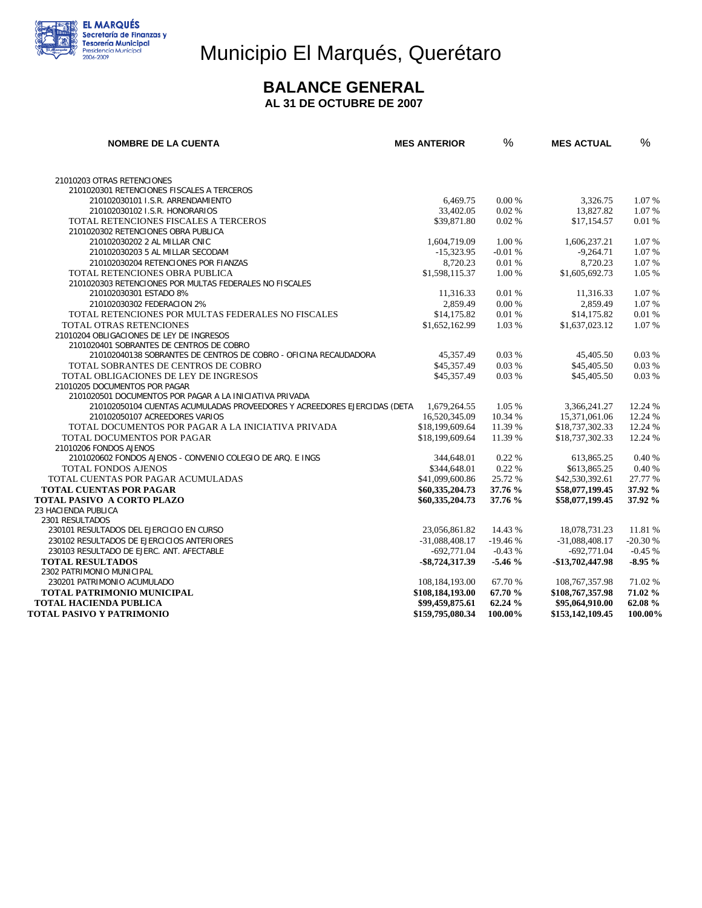EL MARQUÉS
Secretaría de Finanzas y Tesorería Municipal
Presidencia Municipal 2006-2009

# Municipio El Marqués, Querétaro

## BALANCE GENERAL

### AL 31 DE OCTUBRE DE 2007

| NOMBRE DE LA CUENTA | MES ANTERIOR | % | MES ACTUAL | % |
|---|---|---|---|---|
| 21010203 OTRAS RETENCIONES | | | | |
| 2101020301 RETENCIONES FISCALES A TERCEROS | | | | |
| 210102030101 I.S.R. ARRENDAMIENTO | 6,469.75 | 0.00 % | 3,326.75 | 1.07 % |
| 210102030102 I.S.R. HONORARIOS | 33,402.05 | 0.02 % | 13,827.82 | 1.07 % |
| TOTAL RETENCIONES FISCALES A TERCEROS | $39,871.80 | 0.02 % | $17,154.57 | 0.01 % |
| 2101020302 RETENCIONES OBRA PUBLICA | | | | |
| 210102030202 2 AL MILLAR CNIC | 1,604,719.09 | 1.00 % | 1,606,237.21 | 1.07 % |
| 210102030203 5 AL MILLAR SECODAM | -15,323.95 | -0.01 % | -9,264.71 | 1.07 % |
| 210102030204 RETENCIONES POR FIANZAS | 8,720.23 | 0.01 % | 8,720.23 | 1.07 % |
| TOTAL RETENCIONES OBRA PUBLICA | $1,598,115.37 | 1.00 % | $1,605,692.73 | 1.05 % |
| 2101020303 RETENCIONES POR MULTAS FEDERALES NO FISCALES | | | | |
| 210102030301 ESTADO 8% | 11,316.33 | 0.01 % | 11,316.33 | 1.07 % |
| 210102030302 FEDERACION 2% | 2,859.49 | 0.00 % | 2,859.49 | 1.07 % |
| TOTAL RETENCIONES POR MULTAS FEDERALES NO FISCALES | $14,175.82 | 0.01 % | $14,175.82 | 0.01 % |
| TOTAL OTRAS RETENCIONES | $1,652,162.99 | 1.03 % | $1,637,023.12 | 1.07 % |
| 21010204 OBLIGACIONES DE LEY DE INGRESOS | | | | |
| 2101020401 SOBRANTES DE CENTROS DE COBRO | | | | |
| 210102040138 SOBRANTES DE CENTROS DE COBRO - OFICINA RECAUDADORA | 45,357.49 | 0.03 % | 45,405.50 | 0.03 % |
| TOTAL SOBRANTES DE CENTROS DE COBRO | $45,357.49 | 0.03 % | $45,405.50 | 0.03 % |
| TOTAL OBLIGACIONES DE LEY DE INGRESOS | $45,357.49 | 0.03 % | $45,405.50 | 0.03 % |
| 21010205 DOCUMENTOS POR PAGAR | | | | |
| 2101020501 DOCUMENTOS POR PAGAR A LA INICIATIVA PRIVADA | | | | |
| 210102050104 CUENTAS ACUMULADAS PROVEEDORES Y ACREEDORES EJERCIDAS (DETA | 1,679,264.55 | 1.05 % | 3,366,241.27 | 12.24 % |
| 210102050107 ACREEDORES VARIOS | 16,520,345.09 | 10.34 % | 15,371,061.06 | 12.24 % |
| TOTAL DOCUMENTOS POR PAGAR A LA INICIATIVA PRIVADA | $18,199,609.64 | 11.39 % | $18,737,302.33 | 12.24 % |
| TOTAL DOCUMENTOS POR PAGAR | $18,199,609.64 | 11.39 % | $18,737,302.33 | 12.24 % |
| 21010206 FONDOS AJENOS | | | | |
| 2101020602 FONDOS AJENOS - CONVENIO COLEGIO DE ARQ. E INGS | 344,648.01 | 0.22 % | 613,865.25 | 0.40 % |
| TOTAL FONDOS AJENOS | $344,648.01 | 0.22 % | $613,865.25 | 0.40 % |
| TOTAL CUENTAS POR PAGAR ACUMULADAS | $41,099,600.86 | 25.72 % | $42,530,392.61 | 27.77 % |
| **TOTAL CUENTAS POR PAGAR** | **$60,335,204.73** | **37.76 %** | **$58,077,199.45** | **37.92 %** |
| **TOTAL PASIVO A CORTO PLAZO** | **$60,335,204.73** | **37.76 %** | **$58,077,199.45** | **37.92 %** |
| 23 HACIENDA PUBLICA | | | | |
| 2301 RESULTADOS | | | | |
| 230101 RESULTADOS DEL EJERCICIO EN CURSO | 23,056,861.82 | 14.43 % | 18,078,731.23 | 11.81 % |
| 230102 RESULTADOS DE EJERCICIOS ANTERIORES | -31,088,408.17 | -19.46 % | -31,088,408.17 | -20.30 % |
| 230103 RESULTADO DE EJERC. ANT. AFECTABLE | -692,771.04 | -0.43 % | -692,771.04 | -0.45 % |
| **TOTAL RESULTADOS** | **-$8,724,317.39** | **-5.46 %** | **-$13,702,447.98** | **-8.95 %** |
| 2302 PATRIMONIO MUNICIPAL | | | | |
| 230201 PATRIMONIO ACUMULADO | 108,184,193.00 | 67.70 % | 108,767,357.98 | 71.02 % |
| **TOTAL PATRIMONIO MUNICIPAL** | **$108,184,193.00** | **67.70 %** | **$108,767,357.98** | **71.02 %** |
| **TOTAL HACIENDA PUBLICA** | **$99,459,875.61** | **62.24 %** | **$95,064,910.00** | **62.08 %** |
| **TOTAL PASIVO Y PATRIMONIO** | **$159,795,080.34** | **100.00%** | **$153,142,109.45** | **100.00%** |